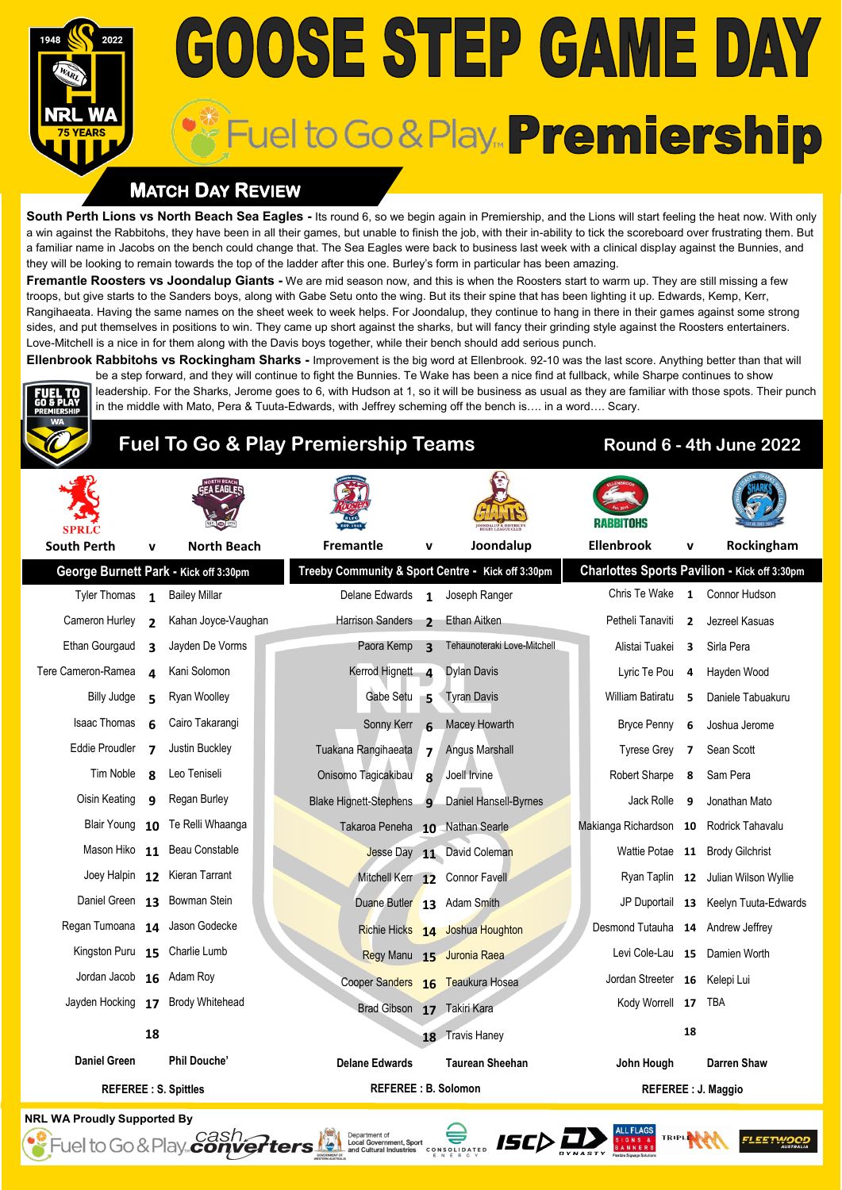# GOOSE STEP GAME DAY

## Fuel to Go & Play Premiership

NRL WA 75 YEARS 1948 2022

## MATCH DAY REVIEW

**South Perth Lions vs North Beach Sea Eagles -** Its round 6, so we begin again in Premiership, and the Lions will start feeling the heat now. With only a win against the Rabbitohs, they have been in all their games, but unable to finish the job, with their in-ability to tick the scoreboard over frustrating them. But a familiar name in Jacobs on the bench could change that. The Sea Eagles were back to business last week with a clinical display against the Bunnies, and they will be looking to remain towards the top of the ladder after this one. Burley's form in particular has been amazing.

**Fremantle Roosters vs Joondalup Giants -** We are mid season now, and this is when the Roosters start to warm up. They are still missing a few troops, but give starts to the Sanders boys, along with Gabe Setu onto the wing. But its their spine that has been lighting it up. Edwards, Kemp, Kerr, Rangihaeata. Having the same names on the sheet week to week helps. For Joondalup, they continue to hang in there in their games against some strong sides, and put themselves in positions to win. They came up short against the sharks, but will fancy their grinding style against the Roosters entertainers. Love-Mitchell is a nice in for them along with the Davis boys together, while their bench should add serious punch.

**Ellenbrook Rabbitohs vs Rockingham Sharks -** Improvement is the big word at Ellenbrook. 92-10 was the last score. Anything better than that will be a step forward, and they will continue to fight the Bunnies. Te Wake has been a nice find at fullback, while Sharpe continues to show leadership. For the Sharks, Jerome goes to 6, with Hudson at 1, so it will be business as usual as they are familiar with those spots. Their punch in the middle with Mato, Pera & Tuuta-Edwards, with Jeffrey scheming off the bench is.... in a word.... Scary.

## Fuel To Go & Play Premiership Teams

### Round 6 - 4th June 2022

| South Perth | v | North Beach | Fremantle | v | Joondalup | Ellenbrook | v | Rockingham |
|---|---|---|---|---|---|---|---|---|
| **George Burnett Park - Kick off 3:30pm** | | | **Treeby Community & Sport Centre - Kick off 3:30pm** | | | **Charlottes Sports Pavilion - Kick off 3:30pm** | | |
| Tyler Thomas | 1 | Bailey Millar | Delane Edwards | 1 | Joseph Ranger | Chris Te Wake | 1 | Connor Hudson |
| Cameron Hurley | 2 | Kahan Joyce-Vaughan | Harrison Sanders | 2 | Ethan Aitken | Petheli Tanaviti | 2 | Jezreel Kasuas |
| Ethan Gourgaud | 3 | Jayden De Vorms | Paora Kemp | 3 | Tehaunoteraki Love-Mitchell | Alistai Tuakei | 3 | Sirla Pera |
| Tere Cameron-Ramea | 4 | Kani Solomon | Kerrod Hignett | 4 | Dylan Davis | Lyric Te Pou | 4 | Hayden Wood |
| Billy Judge | 5 | Ryan Woolley | Gabe Setu | 5 | Tyran Davis | William Batiratu | 5 | Daniele Tabuakuru |
| Isaac Thomas | 6 | Cairo Takarangi | Sonny Kerr | 6 | Macey Howarth | Bryce Penny | 6 | Joshua Jerome |
| Eddie Proudler | 7 | Justin Buckley | Tuakana Rangihaeata | 7 | Angus Marshall | Tyrese Grey | 7 | Sean Scott |
| Tim Noble | 8 | Leo Teniseli | Onisomo Tagicakibau | 8 | Joell Irvine | Robert Sharpe | 8 | Sam Pera |
| Oisin Keating | 9 | Regan Burley | Blake Hignett-Stephens | 9 | Daniel Hansell-Byrnes | Jack Rolle | 9 | Jonathan Mato |
| Blair Young | 10 | Te Relli Whaanga | Takaroa Peneha | 10 | Nathan Searle | Makianga Richardson | 10 | Rodrick Tahavalu |
| Mason Hiko | 11 | Beau Constable | Jesse Day | 11 | David Coleman | Wattie Potae | 11 | Brody Gilchrist |
| Joey Halpin | 12 | Kieran Tarrant | Mitchell Kerr | 12 | Connor Favell | Ryan Taplin | 12 | Julian Wilson Wyllie |
| Daniel Green | 13 | Bowman Stein | Duane Butler | 13 | Adam Smith | JP Duportail | 13 | Keelyn Tuuta-Edwards |
| Regan Tumoana | 14 | Jason Godecke | Richie Hicks | 14 | Joshua Houghton | Desmond Tutauha | 14 | Andrew Jeffrey |
| Kingston Puru | 15 | Charlie Lumb | Regy Manu | 15 | Juronia Raea | Levi Cole-Lau | 15 | Damien Worth |
| Jordan Jacob | 16 | Adam Roy | Cooper Sanders | 16 | Teaukura Hosea | Jordan Streeter | 16 | Kelepi Lui |
| Jayden Hocking | 17 | Brody Whitehead | Brad Gibson | 17 | Takiri Kara | Kody Worrell | 17 | TBA |
| | 18 | | | 18 | Travis Haney | | 18 | |
| **Daniel Green** | | **Phil Douche'** | **Delane Edwards** | | **Taurean Sheehan** | **John Hough** | | **Darren Shaw** |
| **REFEREE : S. Spittles** | | | **REFEREE : B. Solomon** | | | **REFEREE : J. Maggio** | | |

**NRL WA Proudly Supported By**

Fuel to Go & Play, cash converters, Department of Local Government, Sport and Cultural Industries, Consolidated Energy, ISC, Dynasty, All Flags Signs & Banners, Triple M, Fleetwood Australia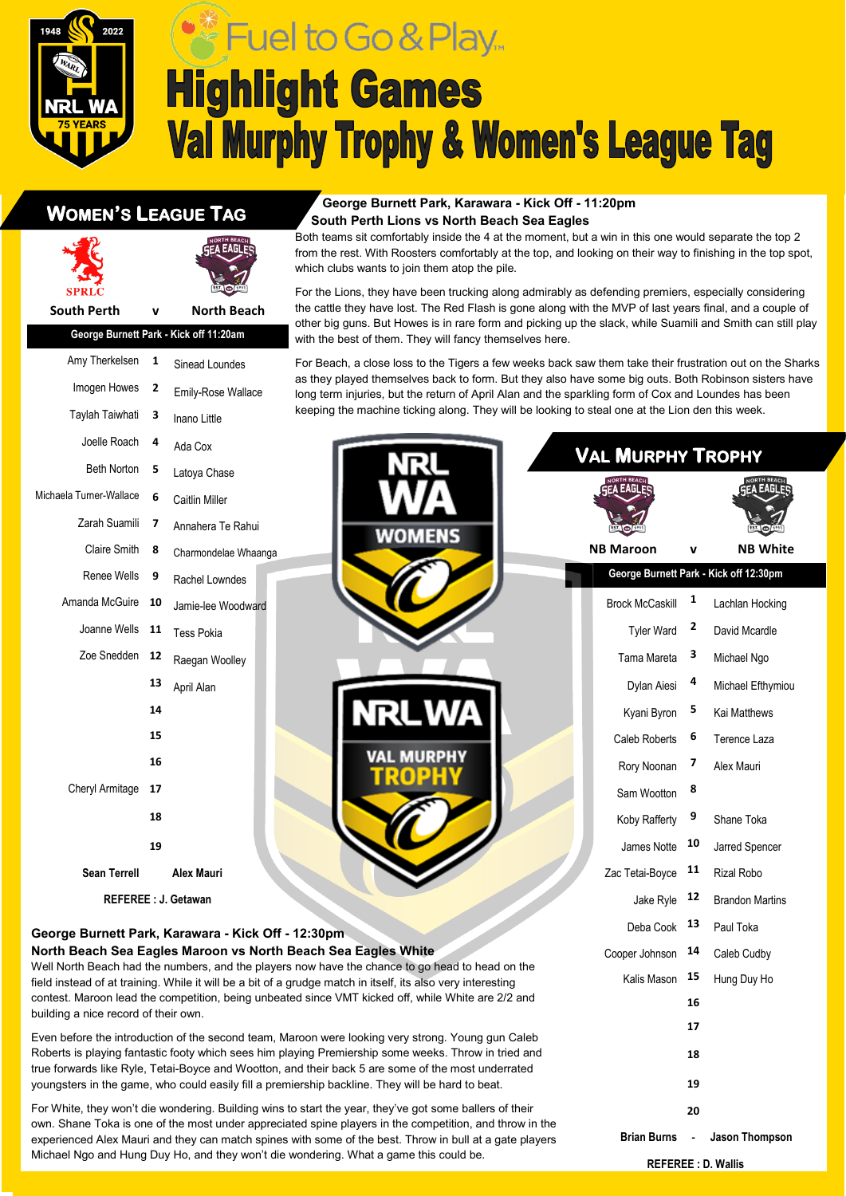# Fuel to Go & Play

# Highlight Games

# Val Murphy Trophy & Women's League Tag

## Women's League Tag

**South Perth v North Beach**

| South Perth | | North Beach |
|---|---|---|
| **George Burnett Park - Kick off 11:20am** | | |
| Amy Therkelsen | 1 | Sinead Loundes |
| Imogen Howes | 2 | Emily-Rose Wallace |
| Taylah Taiwhati | 3 | Inano Little |
| Joelle Roach | 4 | Ada Cox |
| Beth Norton | 5 | Latoya Chase |
| Michaela Turner-Wallace | 6 | Caitlin Miller |
| Zarah Suamili | 7 | Annahera Te Rahui |
| Claire Smith | 8 | Charmondelae Whaanga |
| Renee Wells | 9 | Rachel Lowndes |
| Amanda McGuire | 10 | Jamie-lee Woodward |
| Joanne Wells | 11 | Tess Pokia |
| Zoe Snedden | 12 | Raegan Woolley |
| | 13 | April Alan |
| | 14 | |
| | 15 | |
| | 16 | |
| Cheryl Armitage | 17 | |
| | 18 | |
| | 19 | |
| **Sean Terrell** | | **Alex Mauri** |

**REFEREE : J. Getawan**

**George Burnett Park, Karawara - Kick Off - 11:20pm**
**South Perth Lions vs North Beach Sea Eagles**

Both teams sit comfortably inside the 4 at the moment, but a win in this one would separate the top 2 from the rest. With Roosters comfortably at the top, and looking on their way to finishing in the top spot, which clubs wants to join them atop the pile.

For the Lions, they have been trucking along admirably as defending premiers, especially considering the cattle they have lost. The Red Flash is gone along with the MVP of last years final, and a couple of other big guns. But Howes is in rare form and picking up the slack, while Suamili and Smith can still play with the best of them. They will fancy themselves here.

For Beach, a close loss to the Tigers a few weeks back saw them take their frustration out on the Sharks as they played themselves back to form. But they also have some big outs. Both Robinson sisters have long term injuries, but the return of April Alan and the sparkling form of Cox and Loundes has been keeping the machine ticking along. They will be looking to steal one at the Lion den this week.

## Val Murphy Trophy

**NB Maroon v NB White**

| NB Maroon | | NB White |
|---|---|---|
| **George Burnett Park - Kick off 12:30pm** | | |
| Brock McCaskill | 1 | Lachlan Hocking |
| Tyler Ward | 2 | David Mcardle |
| Tama Mareta | 3 | Michael Ngo |
| Dylan Aiesi | 4 | Michael Efthymiou |
| Kyani Byron | 5 | Kai Matthews |
| Caleb Roberts | 6 | Terence Laza |
| Rory Noonan | 7 | Alex Mauri |
| Sam Wootton | 8 | |
| Koby Rafferty | 9 | Shane Toka |
| James Notte | 10 | Jarred Spencer |
| Zac Tetai-Boyce | 11 | Rizal Robo |
| Jake Ryle | 12 | Brandon Martins |
| Deba Cook | 13 | Paul Toka |
| Cooper Johnson | 14 | Caleb Cudby |
| Kalis Mason | 15 | Hung Duy Ho |
| | 16 | |
| | 17 | |
| | 18 | |
| | 19 | |
| | 20 | |
| **Brian Burns** | - | **Jason Thompson** |

**REFEREE : D. Wallis**

**George Burnett Park, Karawara - Kick Off - 12:30pm**
**North Beach Sea Eagles Maroon vs North Beach Sea Eagles White**

Well North Beach had the numbers, and the players now have the chance to go head to head on the field instead of at training. While it will be a bit of a grudge match in itself, its also very interesting contest. Maroon lead the competition, being unbeaten since VMT kicked off, while White are 2/2 and building a nice record of their own.

Even before the introduction of the second team, Maroon were looking very strong. Young gun Caleb Roberts is playing fantastic footy which sees him playing Premiership some weeks. Throw in tried and true forwards like Ryle, Tetai-Boyce and Wootton, and their back 5 are some of the most underrated youngsters in the game, who could easily fill a premiership backline. They will be hard to beat.

For White, they won't die wondering. Building wins to start the year, they've got some ballers of their own. Shane Toka is one of the most under appreciated spine players in the competition, and throw in the experienced Alex Mauri and they can match spines with some of the best. Throw in bull at a gate players Michael Ngo and Hung Duy Ho, and they won't die wondering. What a game this could be.